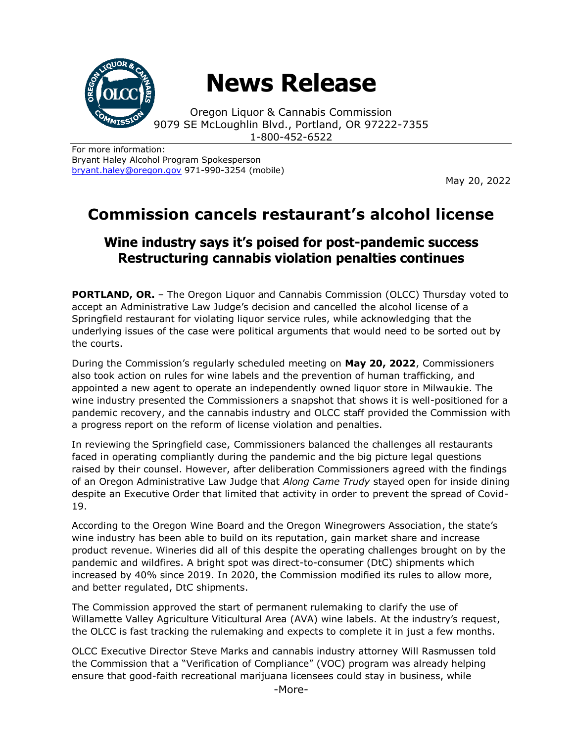# News Release

Oregon Liquor & Cannabis Commission
9079 SE McLoughlin Blvd., Portland, OR 97222-7355
1-800-452-6522

For more information:
Bryant Haley Alcohol Program Spokesperson
bryant.haley@oregon.gov 971-990-3254 (mobile)

May 20, 2022

## Commission cancels restaurant's alcohol license

### Wine industry says it's poised for post-pandemic success
### Restructuring cannabis violation penalties continues

**PORTLAND, OR.** – The Oregon Liquor and Cannabis Commission (OLCC) Thursday voted to accept an Administrative Law Judge's decision and cancelled the alcohol license of a Springfield restaurant for violating liquor service rules, while acknowledging that the underlying issues of the case were political arguments that would need to be sorted out by the courts.

During the Commission's regularly scheduled meeting on **May 20, 2022**, Commissioners also took action on rules for wine labels and the prevention of human trafficking, and appointed a new agent to operate an independently owned liquor store in Milwaukie. The wine industry presented the Commissioners a snapshot that shows it is well-positioned for a pandemic recovery, and the cannabis industry and OLCC staff provided the Commission with a progress report on the reform of license violation and penalties.

In reviewing the Springfield case, Commissioners balanced the challenges all restaurants faced in operating compliantly during the pandemic and the big picture legal questions raised by their counsel. However, after deliberation Commissioners agreed with the findings of an Oregon Administrative Law Judge that *Along Came Trudy* stayed open for inside dining despite an Executive Order that limited that activity in order to prevent the spread of Covid-19.

According to the Oregon Wine Board and the Oregon Winegrowers Association, the state's wine industry has been able to build on its reputation, gain market share and increase product revenue. Wineries did all of this despite the operating challenges brought on by the pandemic and wildfires. A bright spot was direct-to-consumer (DtC) shipments which increased by 40% since 2019. In 2020, the Commission modified its rules to allow more, and better regulated, DtC shipments.

The Commission approved the start of permanent rulemaking to clarify the use of Willamette Valley Agriculture Viticultural Area (AVA) wine labels. At the industry's request, the OLCC is fast tracking the rulemaking and expects to complete it in just a few months.

OLCC Executive Director Steve Marks and cannabis industry attorney Will Rasmussen told the Commission that a "Verification of Compliance" (VOC) program was already helping ensure that good-faith recreational marijuana licensees could stay in business, while

-More-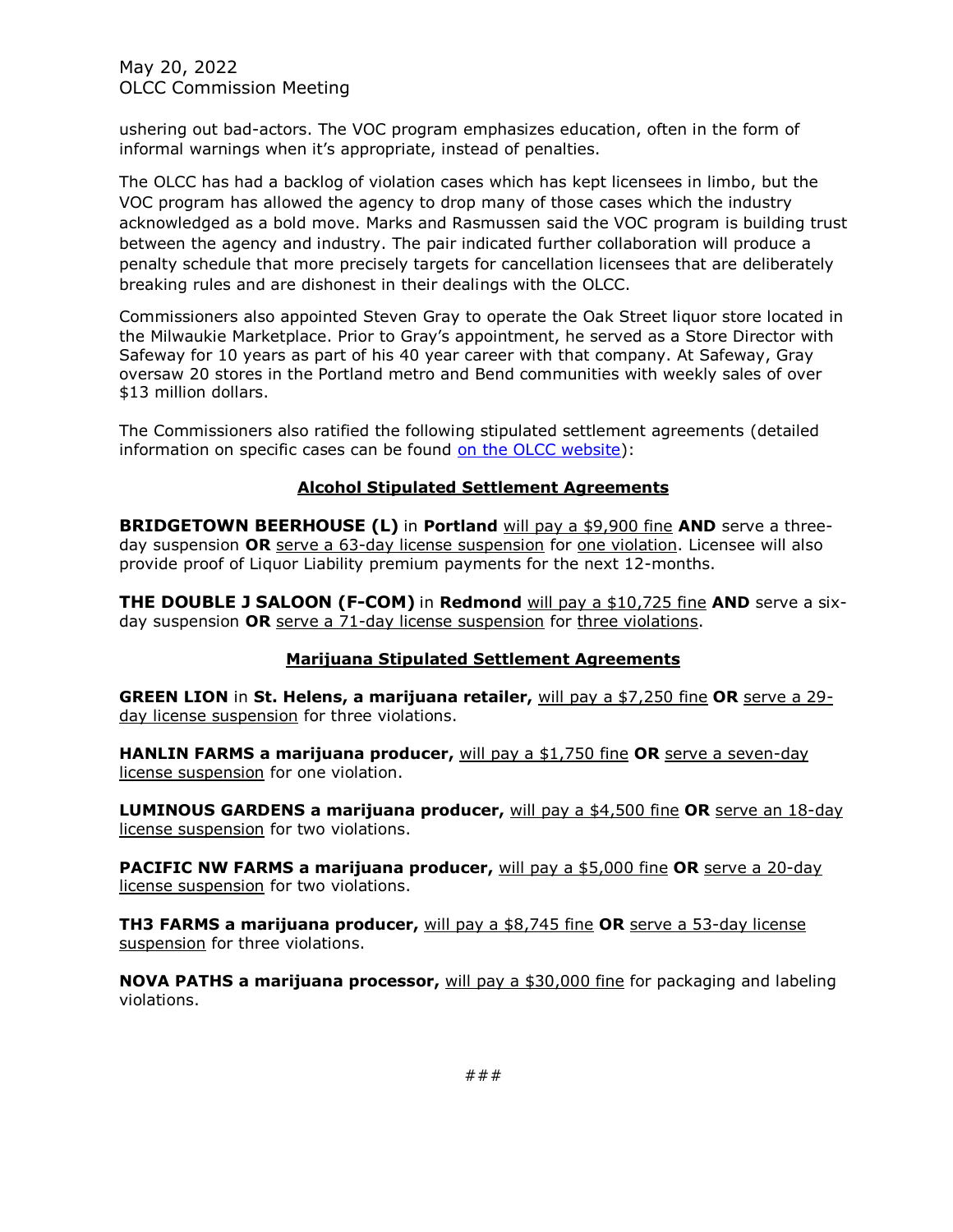ushering out bad-actors. The VOC program emphasizes education, often in the form of informal warnings when it's appropriate, instead of penalties.

The OLCC has had a backlog of violation cases which has kept licensees in limbo, but the VOC program has allowed the agency to drop many of those cases which the industry acknowledged as a bold move. Marks and Rasmussen said the VOC program is building trust between the agency and industry. The pair indicated further collaboration will produce a penalty schedule that more precisely targets for cancellation licensees that are deliberately breaking rules and are dishonest in their dealings with the OLCC.

Commissioners also appointed Steven Gray to operate the Oak Street liquor store located in the Milwaukie Marketplace. Prior to Gray's appointment, he served as a Store Director with Safeway for 10 years as part of his 40 year career with that company. At Safeway, Gray oversaw 20 stores in the Portland metro and Bend communities with weekly sales of over $13 million dollars.

The Commissioners also ratified the following stipulated settlement agreements (detailed information on specific cases can be found [on the OLCC website]()):

## Alcohol Stipulated Settlement Agreements

**BRIDGETOWN BEERHOUSE (L)** in **Portland** will pay a $9,900 fine **AND** serve a three-day suspension **OR** serve a 63-day license suspension for one violation. Licensee will also provide proof of Liquor Liability premium payments for the next 12-months.

**THE DOUBLE J SALOON (F-COM)** in **Redmond** will pay a $10,725 fine **AND** serve a six-day suspension **OR** serve a 71-day license suspension for three violations.

## Marijuana Stipulated Settlement Agreements

**GREEN LION** in **St. Helens, a marijuana retailer,** will pay a $7,250 fine **OR** serve a 29-day license suspension for three violations.

**HANLIN FARMS a marijuana producer,** will pay a $1,750 fine **OR** serve a seven-day license suspension for one violation.

**LUMINOUS GARDENS a marijuana producer,** will pay a $4,500 fine **OR** serve an 18-day license suspension for two violations.

**PACIFIC NW FARMS a marijuana producer,** will pay a $5,000 fine **OR** serve a 20-day license suspension for two violations.

**TH3 FARMS a marijuana producer,** will pay a $8,745 fine **OR** serve a 53-day license suspension for three violations.

**NOVA PATHS a marijuana processor,** will pay a $30,000 fine for packaging and labeling violations.

###